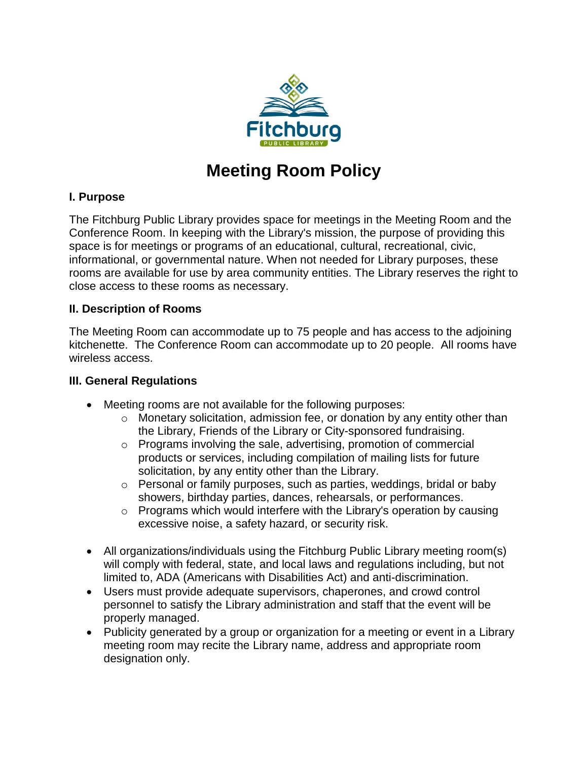Fitchburg PUBLIC LIBRARY

# Meeting Room Policy

### I. Purpose

The Fitchburg Public Library provides space for meetings in the Meeting Room and the Conference Room. In keeping with the Library's mission, the purpose of providing this space is for meetings or programs of an educational, cultural, recreational, civic, informational, or governmental nature. When not needed for Library purposes, these rooms are available for use by area community entities. The Library reserves the right to close access to these rooms as necessary.

### II. Description of Rooms

The Meeting Room can accommodate up to 75 people and has access to the adjoining kitchenette. The Conference Room can accommodate up to 20 people. All rooms have wireless access.

### III. General Regulations

- Meeting rooms are not available for the following purposes:
  - Monetary solicitation, admission fee, or donation by any entity other than the Library, Friends of the Library or City-sponsored fundraising.
  - Programs involving the sale, advertising, promotion of commercial products or services, including compilation of mailing lists for future solicitation, by any entity other than the Library.
  - Personal or family purposes, such as parties, weddings, bridal or baby showers, birthday parties, dances, rehearsals, or performances.
  - Programs which would interfere with the Library's operation by causing excessive noise, a safety hazard, or security risk.

- All organizations/individuals using the Fitchburg Public Library meeting room(s) will comply with federal, state, and local laws and regulations including, but not limited to, ADA (Americans with Disabilities Act) and anti-discrimination.
- Users must provide adequate supervisors, chaperones, and crowd control personnel to satisfy the Library administration and staff that the event will be properly managed.
- Publicity generated by a group or organization for a meeting or event in a Library meeting room may recite the Library name, address and appropriate room designation only.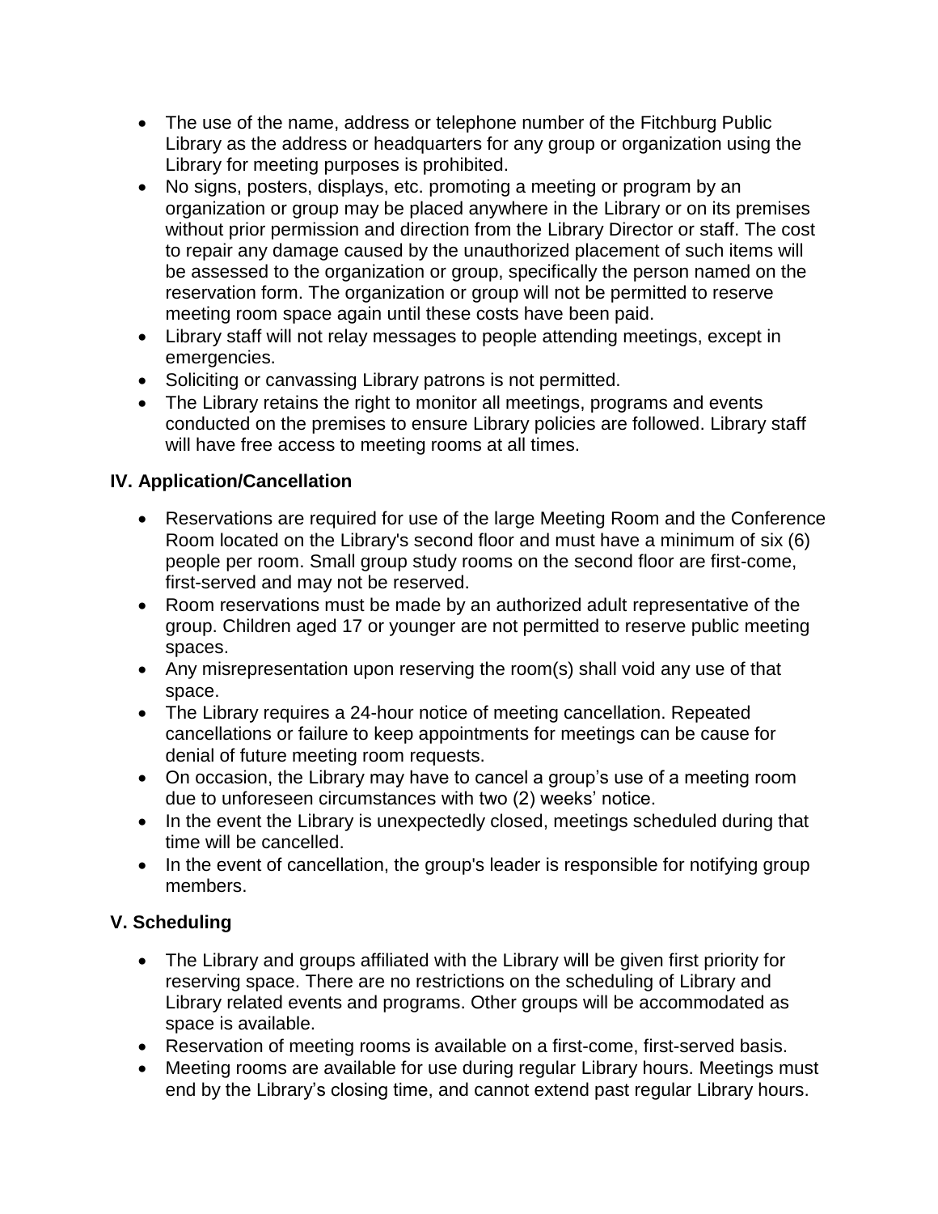- The use of the name, address or telephone number of the Fitchburg Public Library as the address or headquarters for any group or organization using the Library for meeting purposes is prohibited.
- No signs, posters, displays, etc. promoting a meeting or program by an organization or group may be placed anywhere in the Library or on its premises without prior permission and direction from the Library Director or staff. The cost to repair any damage caused by the unauthorized placement of such items will be assessed to the organization or group, specifically the person named on the reservation form. The organization or group will not be permitted to reserve meeting room space again until these costs have been paid.
- Library staff will not relay messages to people attending meetings, except in emergencies.
- Soliciting or canvassing Library patrons is not permitted.
- The Library retains the right to monitor all meetings, programs and events conducted on the premises to ensure Library policies are followed. Library staff will have free access to meeting rooms at all times.

### IV. Application/Cancellation

- Reservations are required for use of the large Meeting Room and the Conference Room located on the Library's second floor and must have a minimum of six (6) people per room. Small group study rooms on the second floor are first-come, first-served and may not be reserved.
- Room reservations must be made by an authorized adult representative of the group. Children aged 17 or younger are not permitted to reserve public meeting spaces.
- Any misrepresentation upon reserving the room(s) shall void any use of that space.
- The Library requires a 24-hour notice of meeting cancellation. Repeated cancellations or failure to keep appointments for meetings can be cause for denial of future meeting room requests.
- On occasion, the Library may have to cancel a group's use of a meeting room due to unforeseen circumstances with two (2) weeks' notice.
- In the event the Library is unexpectedly closed, meetings scheduled during that time will be cancelled.
- In the event of cancellation, the group's leader is responsible for notifying group members.

### V. Scheduling

- The Library and groups affiliated with the Library will be given first priority for reserving space. There are no restrictions on the scheduling of Library and Library related events and programs. Other groups will be accommodated as space is available.
- Reservation of meeting rooms is available on a first-come, first-served basis.
- Meeting rooms are available for use during regular Library hours. Meetings must end by the Library's closing time, and cannot extend past regular Library hours.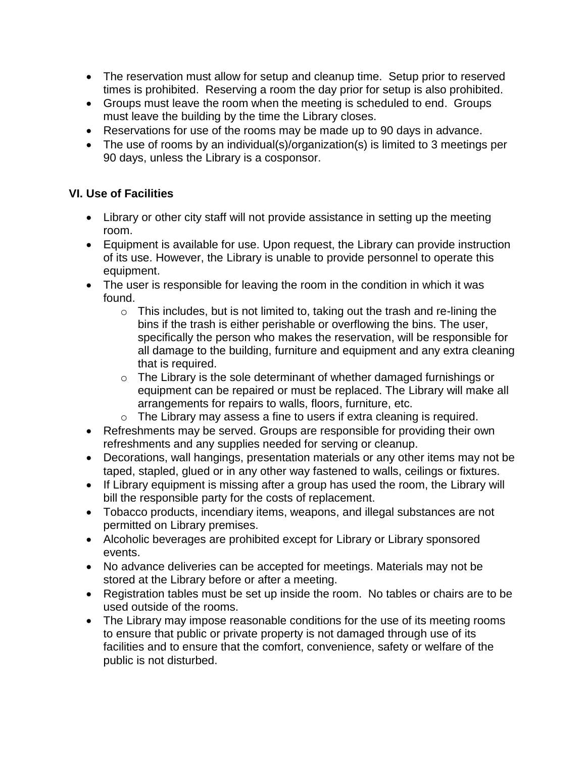- The reservation must allow for setup and cleanup time. Setup prior to reserved times is prohibited. Reserving a room the day prior for setup is also prohibited.
- Groups must leave the room when the meeting is scheduled to end. Groups must leave the building by the time the Library closes.
- Reservations for use of the rooms may be made up to 90 days in advance.
- The use of rooms by an individual(s)/organization(s) is limited to 3 meetings per 90 days, unless the Library is a cosponsor.

**VI. Use of Facilities**

- Library or other city staff will not provide assistance in setting up the meeting room.
- Equipment is available for use. Upon request, the Library can provide instruction of its use. However, the Library is unable to provide personnel to operate this equipment.
- The user is responsible for leaving the room in the condition in which it was found.
    - This includes, but is not limited to, taking out the trash and re-lining the bins if the trash is either perishable or overflowing the bins. The user, specifically the person who makes the reservation, will be responsible for all damage to the building, furniture and equipment and any extra cleaning that is required.
    - The Library is the sole determinant of whether damaged furnishings or equipment can be repaired or must be replaced. The Library will make all arrangements for repairs to walls, floors, furniture, etc.
    - The Library may assess a fine to users if extra cleaning is required.
- Refreshments may be served. Groups are responsible for providing their own refreshments and any supplies needed for serving or cleanup.
- Decorations, wall hangings, presentation materials or any other items may not be taped, stapled, glued or in any other way fastened to walls, ceilings or fixtures.
- If Library equipment is missing after a group has used the room, the Library will bill the responsible party for the costs of replacement.
- Tobacco products, incendiary items, weapons, and illegal substances are not permitted on Library premises.
- Alcoholic beverages are prohibited except for Library or Library sponsored events.
- No advance deliveries can be accepted for meetings. Materials may not be stored at the Library before or after a meeting.
- Registration tables must be set up inside the room. No tables or chairs are to be used outside of the rooms.
- The Library may impose reasonable conditions for the use of its meeting rooms to ensure that public or private property is not damaged through use of its facilities and to ensure that the comfort, convenience, safety or welfare of the public is not disturbed.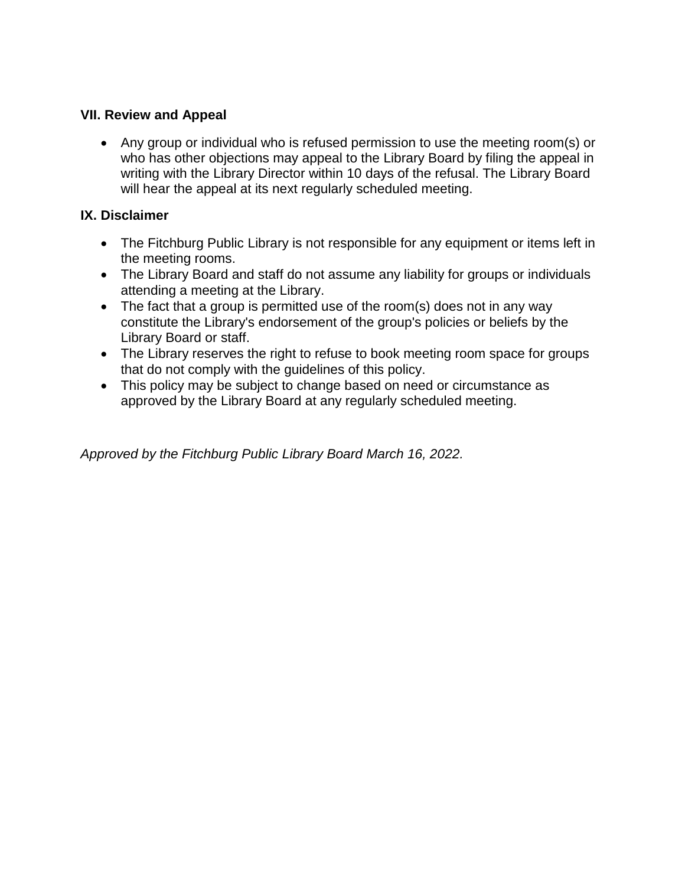**VII. Review and Appeal**

- Any group or individual who is refused permission to use the meeting room(s) or who has other objections may appeal to the Library Board by filing the appeal in writing with the Library Director within 10 days of the refusal. The Library Board will hear the appeal at its next regularly scheduled meeting.

**IX. Disclaimer**

- The Fitchburg Public Library is not responsible for any equipment or items left in the meeting rooms.
- The Library Board and staff do not assume any liability for groups or individuals attending a meeting at the Library.
- The fact that a group is permitted use of the room(s) does not in any way constitute the Library's endorsement of the group's policies or beliefs by the Library Board or staff.
- The Library reserves the right to refuse to book meeting room space for groups that do not comply with the guidelines of this policy.
- This policy may be subject to change based on need or circumstance as approved by the Library Board at any regularly scheduled meeting.

*Approved by the Fitchburg Public Library Board March 16, 2022.*